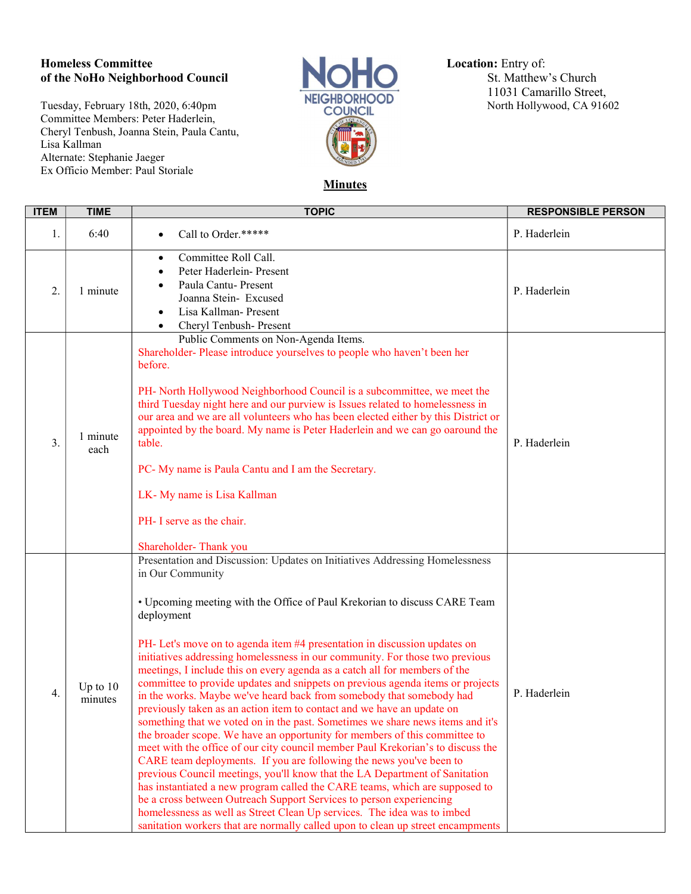**Homeless Committee**
**of the NoHo Neighborhood Council**

Tuesday, February 18th, 2020, 6:40pm
Committee Members: Peter Haderlein, Cheryl Tenbush, Joanna Stein, Paula Cantu, Lisa Kallman
Alternate: Stephanie Jaeger
Ex Officio Member: Paul Storiale

NoHo NEIGHBORHOOD COUNCIL

**Location:** Entry of:
St. Matthew's Church
11031 Camarillo Street,
North Hollywood, CA 91602

## Minutes

| ITEM | TIME | TOPIC | RESPONSIBLE PERSON |
|---|---|---|---|
| 1. | 6:40 | • Call to Order.***** | P. Haderlein |
| 2. | 1 minute | • Committee Roll Call.<br>• Peter Haderlein- Present<br>• Paula Cantu- Present<br>Joanna Stein- Excused<br>• Lisa Kallman- Present<br>• Cheryl Tenbush- Present | P. Haderlein |
| 3. | 1 minute each | Public Comments on Non-Agenda Items.<br>Shareholder- Please introduce yourselves to people who haven't been her before.<br><br>PH- North Hollywood Neighborhood Council is a subcommittee, we meet the third Tuesday night here and our purview is Issues related to homelessness in our area and we are all volunteers who has been elected either by this District or appointed by the board. My name is Peter Haderlein and we can go oaround the table.<br><br>PC- My name is Paula Cantu and I am the Secretary.<br><br>LK- My name is Lisa Kallman<br><br>PH- I serve as the chair.<br><br>Shareholder- Thank you | P. Haderlein |
| 4. | Up to 10 minutes | Presentation and Discussion: Updates on Initiatives Addressing Homelessness in Our Community<br><br>• Upcoming meeting with the Office of Paul Krekorian to discuss CARE Team deployment<br><br>PH- Let's move on to agenda item #4 presentation in discussion updates on initiatives addressing homelessness in our community. For those two previous meetings, I include this on every agenda as a catch all for members of the committee to provide updates and snippets on previous agenda items or projects in the works. Maybe we've heard back from somebody that somebody had previously taken as an action item to contact and we have an update on something that we voted on in the past. Sometimes we share news items and it's the broader scope. We have an opportunity for members of this committee to meet with the office of our city council member Paul Krekorian's to discuss the CARE team deployments. If you are following the news you've been to previous Council meetings, you'll know that the LA Department of Sanitation has instantiated a new program called the CARE teams, which are supposed to be a cross between Outreach Support Services to person experiencing homelessness as well as Street Clean Up services. The idea was to imbed sanitation workers that are normally called upon to clean up street encampments | P. Haderlein |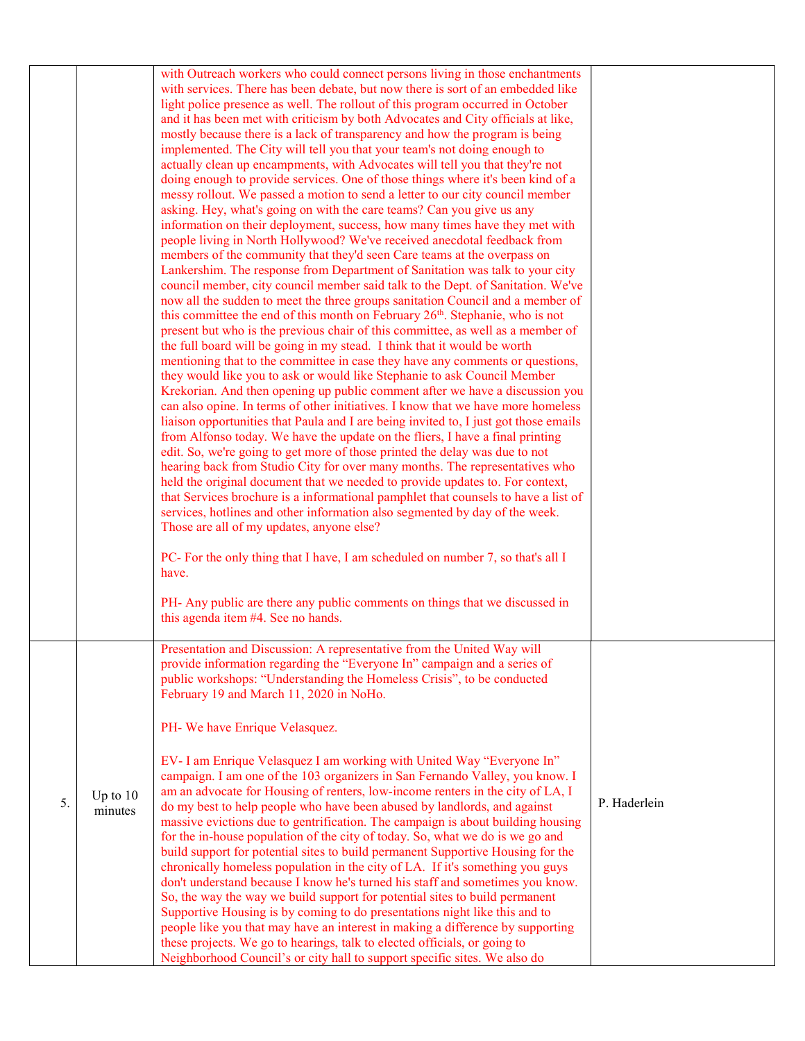| | | | |
|---|---|---|---|
| | | with Outreach workers who could connect persons living in those enchantments with services. There has been debate, but now there is sort of an embedded like light police presence as well. The rollout of this program occurred in October and it has been met with criticism by both Advocates and City officials at like, mostly because there is a lack of transparency and how the program is being implemented. The City will tell you that your team's not doing enough to actually clean up encampments, with Advocates will tell you that they're not doing enough to provide services. One of those things where it's been kind of a messy rollout. We passed a motion to send a letter to our city council member asking. Hey, what's going on with the care teams? Can you give us any information on their deployment, success, how many times have they met with people living in North Hollywood? We've received anecdotal feedback from members of the community that they'd seen Care teams at the overpass on Lankershim. The response from Department of Sanitation was talk to your city council member, city council member said talk to the Dept. of Sanitation. We've now all the sudden to meet the three groups sanitation Council and a member of this committee the end of this month on February 26th. Stephanie, who is not present but who is the previous chair of this committee, as well as a member of the full board will be going in my stead. I think that it would be worth mentioning that to the committee in case they have any comments or questions, they would like you to ask or would like Stephanie to ask Council Member Krekorian. And then opening up public comment after we have a discussion you can also opine. In terms of other initiatives. I know that we have more homeless liaison opportunities that Paula and I are being invited to, I just got those emails from Alfonso today. We have the update on the fliers, I have a final printing edit. So, we're going to get more of those printed the delay was due to not hearing back from Studio City for over many months. The representatives who held the original document that we needed to provide updates to. For context, that Services brochure is a informational pamphlet that counsels to have a list of services, hotlines and other information also segmented by day of the week. Those are all of my updates, anyone else?<br><br>PC- For the only thing that I have, I am scheduled on number 7, so that's all I have.<br><br>PH- Any public are there any public comments on things that we discussed in this agenda item #4. See no hands. | |
| 5. | Up to 10 minutes | Presentation and Discussion: A representative from the United Way will provide information regarding the "Everyone In" campaign and a series of public workshops: "Understanding the Homeless Crisis", to be conducted February 19 and March 11, 2020 in NoHo.<br><br>PH- We have Enrique Velasquez.<br><br>EV- I am Enrique Velasquez I am working with United Way "Everyone In" campaign. I am one of the 103 organizers in San Fernando Valley, you know. I am an advocate for Housing of renters, low-income renters in the city of LA, I do my best to help people who have been abused by landlords, and against massive evictions due to gentrification. The campaign is about building housing for the in-house population of the city of today. So, what we do is we go and build support for potential sites to build permanent Supportive Housing for the chronically homeless population in the city of LA. If it's something you guys don't understand because I know he's turned his staff and sometimes you know. So, the way the way we build support for potential sites to build permanent Supportive Housing is by coming to do presentations night like this and to people like you that may have an interest in making a difference by supporting these projects. We go to hearings, talk to elected officials, or going to Neighborhood Council's or city hall to support specific sites. We also do | P. Haderlein |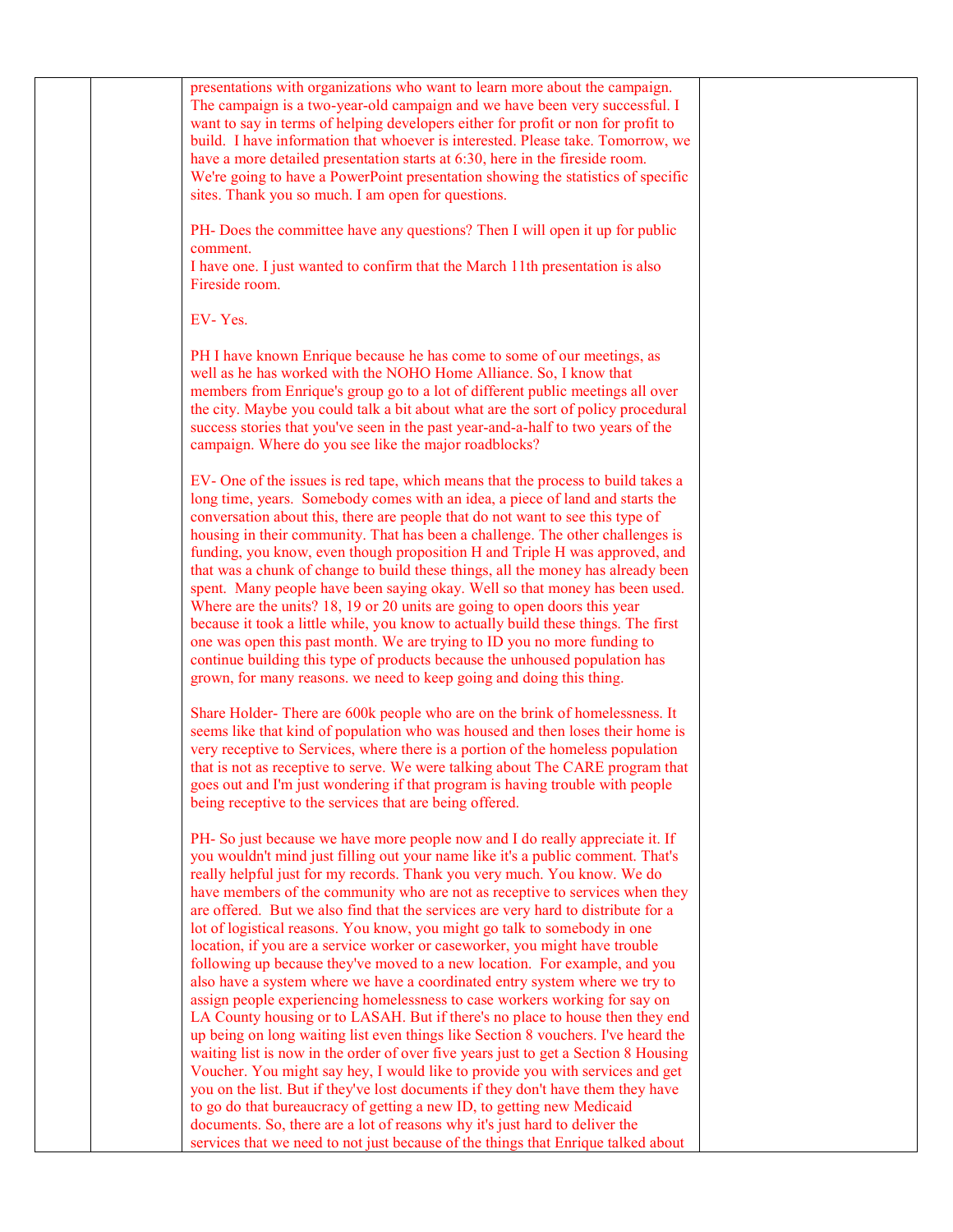presentations with organizations who want to learn more about the campaign. The campaign is a two-year-old campaign and we have been very successful. I want to say in terms of helping developers either for profit or non for profit to build. I have information that whoever is interested. Please take. Tomorrow, we have a more detailed presentation starts at 6:30, here in the fireside room. We're going to have a PowerPoint presentation showing the statistics of specific sites. Thank you so much. I am open for questions.

PH- Does the committee have any questions? Then I will open it up for public comment.
I have one. I just wanted to confirm that the March 11th presentation is also Fireside room.

EV- Yes.

PH I have known Enrique because he has come to some of our meetings, as well as he has worked with the NOHO Home Alliance. So, I know that members from Enrique's group go to a lot of different public meetings all over the city. Maybe you could talk a bit about what are the sort of policy procedural success stories that you've seen in the past year-and-a-half to two years of the campaign. Where do you see like the major roadblocks?

EV- One of the issues is red tape, which means that the process to build takes a long time, years. Somebody comes with an idea, a piece of land and starts the conversation about this, there are people that do not want to see this type of housing in their community. That has been a challenge. The other challenges is funding, you know, even though proposition H and Triple H was approved, and that was a chunk of change to build these things, all the money has already been spent. Many people have been saying okay. Well so that money has been used. Where are the units? 18, 19 or 20 units are going to open doors this year because it took a little while, you know to actually build these things. The first one was open this past month. We are trying to ID you no more funding to continue building this type of products because the unhoused population has grown, for many reasons. we need to keep going and doing this thing.

Share Holder- There are 600k people who are on the brink of homelessness. It seems like that kind of population who was housed and then loses their home is very receptive to Services, where there is a portion of the homeless population that is not as receptive to serve. We were talking about The CARE program that goes out and I'm just wondering if that program is having trouble with people being receptive to the services that are being offered.

PH- So just because we have more people now and I do really appreciate it. If you wouldn't mind just filling out your name like it's a public comment. That's really helpful just for my records. Thank you very much. You know. We do have members of the community who are not as receptive to services when they are offered. But we also find that the services are very hard to distribute for a lot of logistical reasons. You know, you might go talk to somebody in one location, if you are a service worker or caseworker, you might have trouble following up because they've moved to a new location. For example, and you also have a system where we have a coordinated entry system where we try to assign people experiencing homelessness to case workers working for say on LA County housing or to LASAH. But if there's no place to house then they end up being on long waiting list even things like Section 8 vouchers. I've heard the waiting list is now in the order of over five years just to get a Section 8 Housing Voucher. You might say hey, I would like to provide you with services and get you on the list. But if they've lost documents if they don't have them they have to go do that bureaucracy of getting a new ID, to getting new Medicaid documents. So, there are a lot of reasons why it's just hard to deliver the services that we need to not just because of the things that Enrique talked about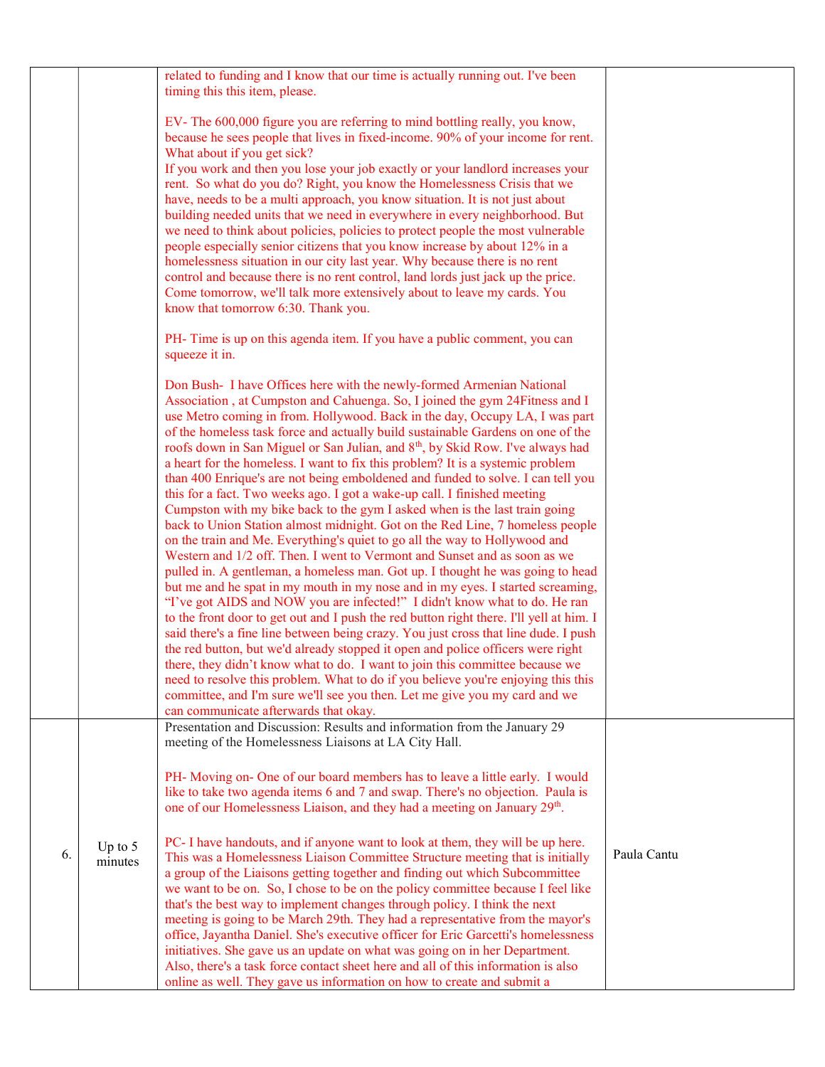| | | | |
|---|---|---|---|
| | | related to funding and I know that our time is actually running out. I've been timing this this item, please.<br><br>EV- The 600,000 figure you are referring to mind bottling really, you know, because he sees people that lives in fixed-income. 90% of your income for rent. What about if you get sick?<br>If you work and then you lose your job exactly or your landlord increases your rent. So what do you do? Right, you know the Homelessness Crisis that we have, needs to be a multi approach, you know situation. It is not just about building needed units that we need in everywhere in every neighborhood. But we need to think about policies, policies to protect people the most vulnerable people especially senior citizens that you know increase by about 12% in a homelessness situation in our city last year. Why because there is no rent control and because there is no rent control, land lords just jack up the price. Come tomorrow, we'll talk more extensively about to leave my cards. You know that tomorrow 6:30. Thank you.<br><br>PH- Time is up on this agenda item. If you have a public comment, you can squeeze it in.<br><br>Don Bush- I have Offices here with the newly-formed Armenian National Association , at Cumpston and Cahuenga. So, I joined the gym 24Fitness and I use Metro coming in from. Hollywood. Back in the day, Occupy LA, I was part of the homeless task force and actually build sustainable Gardens on one of the roofs down in San Miguel or San Julian, and 8th, by Skid Row. I've always had a heart for the homeless. I want to fix this problem? It is a systemic problem than 400 Enrique's are not being emboldened and funded to solve. I can tell you this for a fact. Two weeks ago. I got a wake-up call. I finished meeting Cumpston with my bike back to the gym I asked when is the last train going back to Union Station almost midnight. Got on the Red Line, 7 homeless people on the train and Me. Everything's quiet to go all the way to Hollywood and Western and 1/2 off. Then. I went to Vermont and Sunset and as soon as we pulled in. A gentleman, a homeless man. Got up. I thought he was going to head but me and he spat in my mouth in my nose and in my eyes. I started screaming, "I've got AIDS and NOW you are infected!" I didn't know what to do. He ran to the front door to get out and I push the red button right there. I'll yell at him. I said there's a fine line between being crazy. You just cross that line dude. I push the red button, but we'd already stopped it open and police officers were right there, they didn't know what to do. I want to join this committee because we need to resolve this problem. What to do if you believe you're enjoying this this committee, and I'm sure we'll see you then. Let me give you my card and we can communicate afterwards that okay. | |
| 6. | Up to 5 minutes | Presentation and Discussion: Results and information from the January 29 meeting of the Homelessness Liaisons at LA City Hall.<br><br>PH- Moving on- One of our board members has to leave a little early. I would like to take two agenda items 6 and 7 and swap. There's no objection. Paula is one of our Homelessness Liaison, and they had a meeting on January 29th.<br><br>PC- I have handouts, and if anyone want to look at them, they will be up here. This was a Homelessness Liaison Committee Structure meeting that is initially a group of the Liaisons getting together and finding out which Subcommittee we want to be on. So, I chose to be on the policy committee because I feel like that's the best way to implement changes through policy. I think the next meeting is going to be March 29th. They had a representative from the mayor's office, Jayantha Daniel. She's executive officer for Eric Garcetti's homelessness initiatives. She gave us an update on what was going on in her Department. Also, there's a task force contact sheet here and all of this information is also online as well. They gave us information on how to create and submit a | Paula Cantu |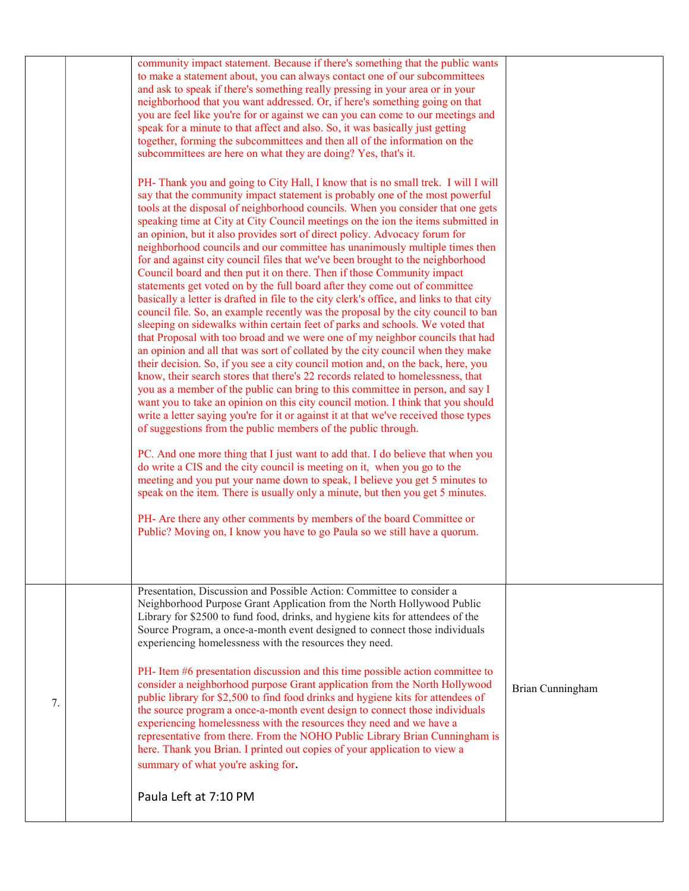| | | | |
|---|---|---|---|
| | | community impact statement. Because if there's something that the public wants to make a statement about, you can always contact one of our subcommittees and ask to speak if there's something really pressing in your area or in your neighborhood that you want addressed. Or, if here's something going on that you are feel like you're for or against we can you can come to our meetings and speak for a minute to that affect and also. So, it was basically just getting together, forming the subcommittees and then all of the information on the subcommittees are here on what they are doing? Yes, that's it.<br><br>PH- Thank you and going to City Hall, I know that is no small trek. I will I will say that the community impact statement is probably one of the most powerful tools at the disposal of neighborhood councils. When you consider that one gets speaking time at City at City Council meetings on the ion the items submitted in an opinion, but it also provides sort of direct policy. Advocacy forum for neighborhood councils and our committee has unanimously multiple times then for and against city council files that we've been brought to the neighborhood Council board and then put it on there. Then if those Community impact statements get voted on by the full board after they come out of committee basically a letter is drafted in file to the city clerk's office, and links to that city council file. So, an example recently was the proposal by the city council to ban sleeping on sidewalks within certain feet of parks and schools. We voted that that Proposal with too broad and we were one of my neighbor councils that had an opinion and all that was sort of collated by the city council when they make their decision. So, if you see a city council motion and, on the back, here, you know, their search stores that there's 22 records related to homelessness, that you as a member of the public can bring to this committee in person, and say I want you to take an opinion on this city council motion. I think that you should write a letter saying you're for it or against it at that we've received those types of suggestions from the public members of the public through.<br><br>PC. And one more thing that I just want to add that. I do believe that when you do write a CIS and the city council is meeting on it, when you go to the meeting and you put your name down to speak, I believe you get 5 minutes to speak on the item. There is usually only a minute, but then you get 5 minutes.<br><br>PH- Are there any other comments by members of the board Committee or Public? Moving on, I know you have to go Paula so we still have a quorum. | |
| 7. | | Presentation, Discussion and Possible Action: Committee to consider a Neighborhood Purpose Grant Application from the North Hollywood Public Library for $2500 to fund food, drinks, and hygiene kits for attendees of the Source Program, a once-a-month event designed to connect those individuals experiencing homelessness with the resources they need.<br><br>PH- Item #6 presentation discussion and this time possible action committee to consider a neighborhood purpose Grant application from the North Hollywood public library for $2,500 to find food drinks and hygiene kits for attendees of the source program a once-a-month event design to connect those individuals experiencing homelessness with the resources they need and we have a representative from there. From the NOHO Public Library Brian Cunningham is here. Thank you Brian. I printed out copies of your application to view a summary of what you're asking for.<br><br>Paula Left at 7:10 PM | Brian Cunningham |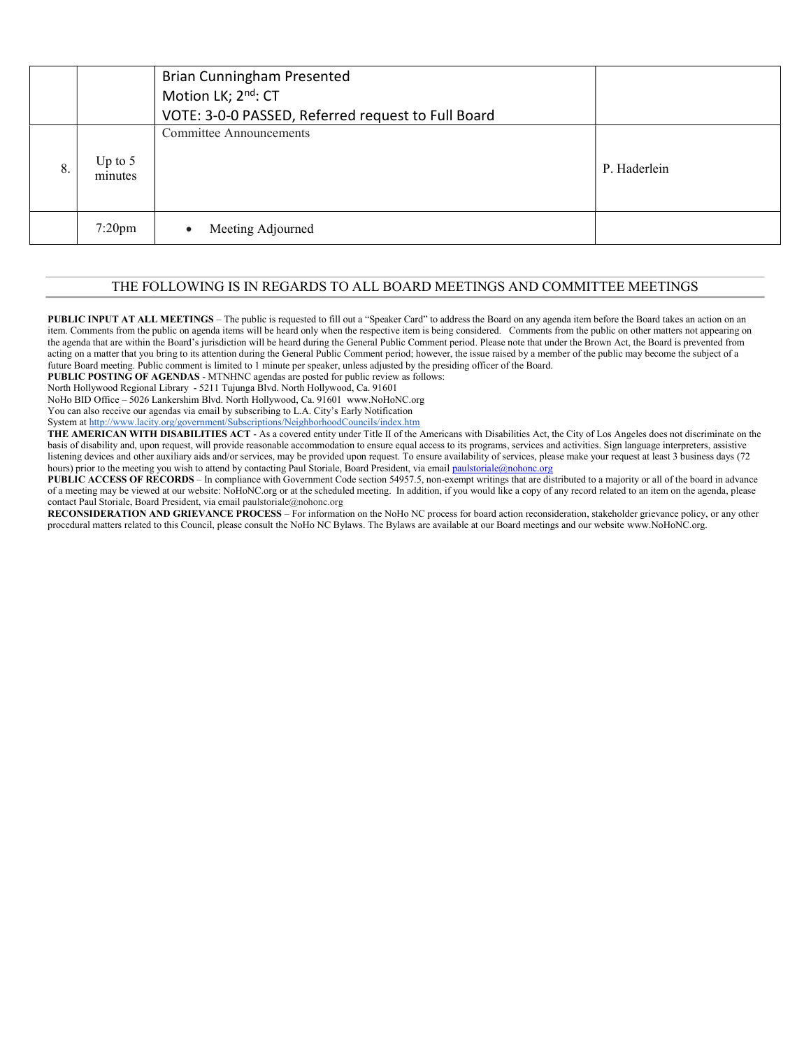| | | | |
|---|---|---|---|
| | | Brian Cunningham Presented<br>Motion LK; 2nd: CT<br>VOTE: 3-0-0 PASSED, Referred request to Full Board | |
| 8. | Up to 5 minutes | Committee Announcements | P. Haderlein |
| | 7:20pm | • Meeting Adjourned | |

## THE FOLLOWING IS IN REGARDS TO ALL BOARD MEETINGS AND COMMITTEE MEETINGS

**PUBLIC INPUT AT ALL MEETINGS** – The public is requested to fill out a "Speaker Card" to address the Board on any agenda item before the Board takes an action on an item. Comments from the public on agenda items will be heard only when the respective item is being considered. Comments from the public on other matters not appearing on the agenda that are within the Board's jurisdiction will be heard during the General Public Comment period. Please note that under the Brown Act, the Board is prevented from acting on a matter that you bring to its attention during the General Public Comment period; however, the issue raised by a member of the public may become the subject of a future Board meeting. Public comment is limited to 1 minute per speaker, unless adjusted by the presiding officer of the Board.

**PUBLIC POSTING OF AGENDAS** - MTNHNC agendas are posted for public review as follows:
North Hollywood Regional Library - 5211 Tujunga Blvd. North Hollywood, Ca. 91601
NoHo BID Office – 5026 Lankershim Blvd. North Hollywood, Ca. 91601 www.NoHoNC.org
You can also receive our agendas via email by subscribing to L.A. City's Early Notification
System at http://www.lacity.org/government/Subscriptions/NeighborhoodCouncils/index.htm

**THE AMERICAN WITH DISABILITIES ACT** - As a covered entity under Title II of the Americans with Disabilities Act, the City of Los Angeles does not discriminate on the basis of disability and, upon request, will provide reasonable accommodation to ensure equal access to its programs, services and activities. Sign language interpreters, assistive listening devices and other auxiliary aids and/or services, may be provided upon request. To ensure availability of services, please make your request at least 3 business days (72 hours) prior to the meeting you wish to attend by contacting Paul Storiale, Board President, via email paulstoriale@nohonc.org

**PUBLIC ACCESS OF RECORDS** – In compliance with Government Code section 54957.5, non-exempt writings that are distributed to a majority or all of the board in advance of a meeting may be viewed at our website: NoHoNC.org or at the scheduled meeting. In addition, if you would like a copy of any record related to an item on the agenda, please contact Paul Storiale, Board President, via email paulstoriale@nohonc.org

**RECONSIDERATION AND GRIEVANCE PROCESS** – For information on the NoHo NC process for board action reconsideration, stakeholder grievance policy, or any other procedural matters related to this Council, please consult the NoHo NC Bylaws. The Bylaws are available at our Board meetings and our website www.NoHoNC.org.